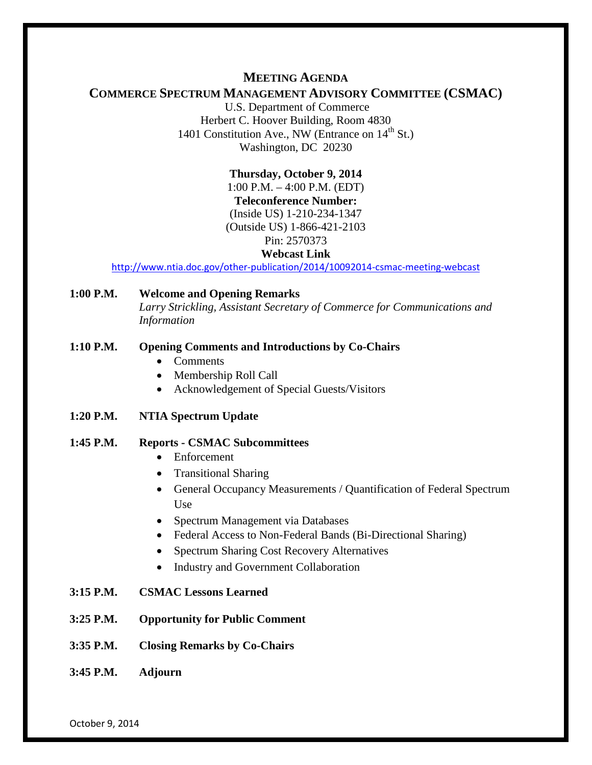# MEETING AGENDA

## COMMERCE SPECTRUM MANAGEMENT ADVISORY COMMITTEE (CSMAC)

U.S. Department of Commerce
Herbert C. Hoover Building, Room 4830
1401 Constitution Ave., NW (Entrance on 14th St.)
Washington, DC 20230

**Thursday, October 9, 2014**
1:00 P.M. – 4:00 P.M. (EDT)
**Teleconference Number:**
(Inside US) 1-210-234-1347
(Outside US) 1-866-421-2103
Pin: 2570373
**Webcast Link**
http://www.ntia.doc.gov/other-publication/2014/10092014-csmac-meeting-webcast

**1:00 P.M.** **Welcome and Opening Remarks**
*Larry Strickling, Assistant Secretary of Commerce for Communications and Information*

**1:10 P.M.** **Opening Comments and Introductions by Co-Chairs**

- Comments
- Membership Roll Call
- Acknowledgement of Special Guests/Visitors

**1:20 P.M.** **NTIA Spectrum Update**

**1:45 P.M.** **Reports - CSMAC Subcommittees**

- Enforcement
- Transitional Sharing
- General Occupancy Measurements / Quantification of Federal Spectrum Use
- Spectrum Management via Databases
- Federal Access to Non-Federal Bands (Bi-Directional Sharing)
- Spectrum Sharing Cost Recovery Alternatives
- Industry and Government Collaboration

**3:15 P.M.** **CSMAC Lessons Learned**

**3:25 P.M.** **Opportunity for Public Comment**

**3:35 P.M.** **Closing Remarks by Co-Chairs**

**3:45 P.M.** **Adjourn**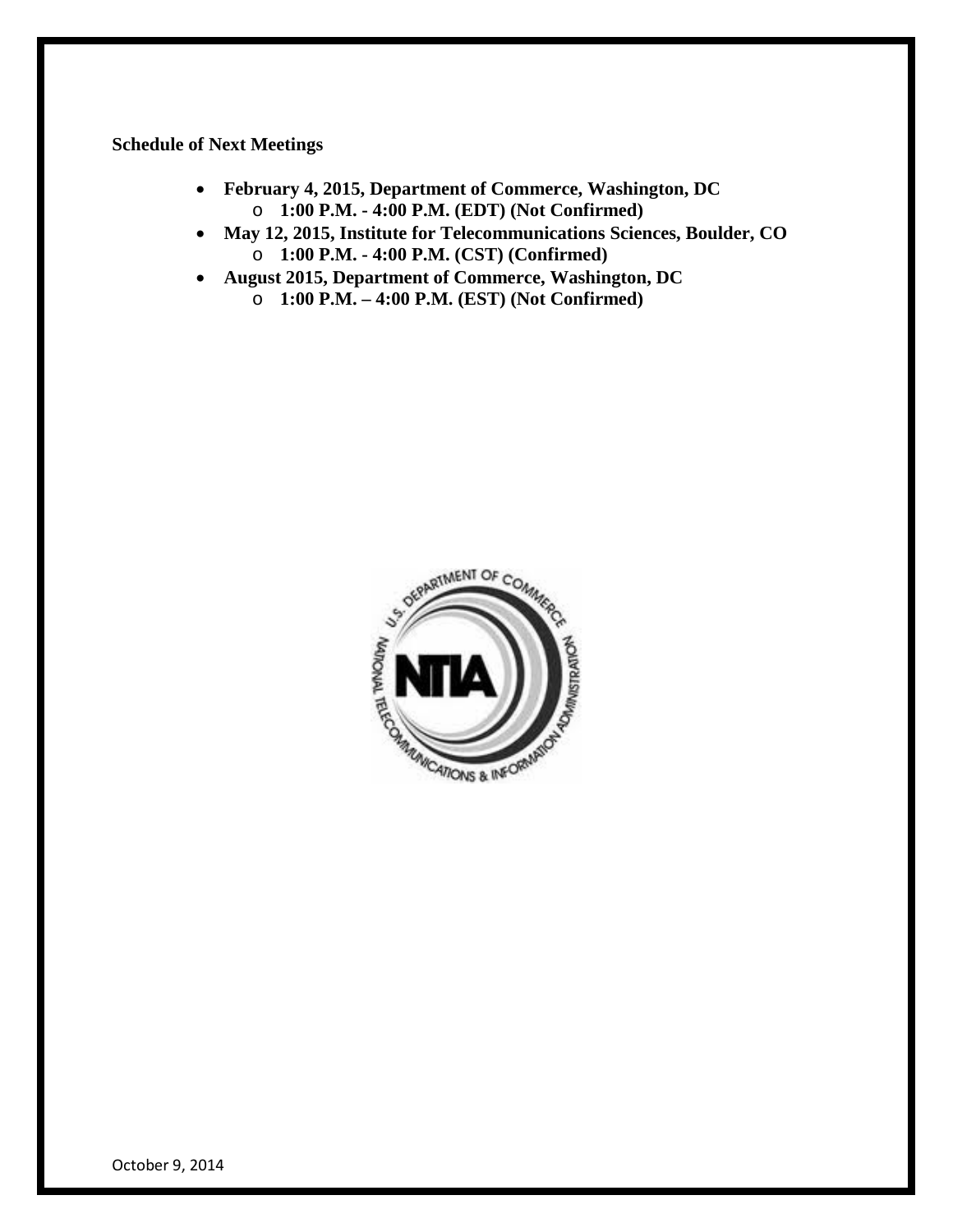**Schedule of Next Meetings**

- **February 4, 2015, Department of Commerce, Washington, DC**
  - **1:00 P.M. - 4:00 P.M. (EDT) (Not Confirmed)**
- **May 12, 2015, Institute for Telecommunications Sciences, Boulder, CO**
  - **1:00 P.M. - 4:00 P.M. (CST) (Confirmed)**
- **August 2015, Department of Commerce, Washington, DC**
  - **1:00 P.M. – 4:00 P.M. (EST) (Not Confirmed)**

October 9, 2014